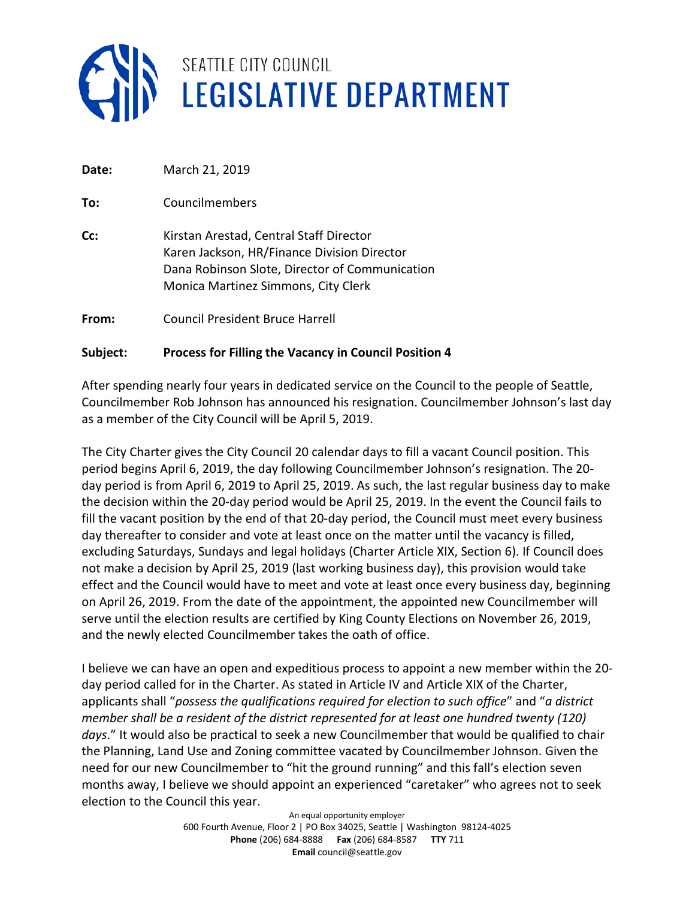# SEATTLE CITY COUNCIL
# LEGISLATIVE DEPARTMENT

**Date:** March 21, 2019

**To:** Councilmembers

**Cc:** Kirstan Arestad, Central Staff Director
Karen Jackson, HR/Finance Division Director
Dana Robinson Slote, Director of Communication
Monica Martinez Simmons, City Clerk

**From:** Council President Bruce Harrell

**Subject:** **Process for Filling the Vacancy in Council Position 4**

After spending nearly four years in dedicated service on the Council to the people of Seattle, Councilmember Rob Johnson has announced his resignation. Councilmember Johnson's last day as a member of the City Council will be April 5, 2019.

The City Charter gives the City Council 20 calendar days to fill a vacant Council position. This period begins April 6, 2019, the day following Councilmember Johnson's resignation. The 20-day period is from April 6, 2019 to April 25, 2019. As such, the last regular business day to make the decision within the 20-day period would be April 25, 2019. In the event the Council fails to fill the vacant position by the end of that 20-day period, the Council must meet every business day thereafter to consider and vote at least once on the matter until the vacancy is filled, excluding Saturdays, Sundays and legal holidays (Charter Article XIX, Section 6). If Council does not make a decision by April 25, 2019 (last working business day), this provision would take effect and the Council would have to meet and vote at least once every business day, beginning on April 26, 2019. From the date of the appointment, the appointed new Councilmember will serve until the election results are certified by King County Elections on November 26, 2019, and the newly elected Councilmember takes the oath of office.

I believe we can have an open and expeditious process to appoint a new member within the 20-day period called for in the Charter. As stated in Article IV and Article XIX of the Charter, applicants shall "*possess the qualifications required for election to such office*" and "*a district member shall be a resident of the district represented for at least one hundred twenty (120) days*." It would also be practical to seek a new Councilmember that would be qualified to chair the Planning, Land Use and Zoning committee vacated by Councilmember Johnson. Given the need for our new Councilmember to "hit the ground running" and this fall's election seven months away, I believe we should appoint an experienced "caretaker" who agrees not to seek election to the Council this year.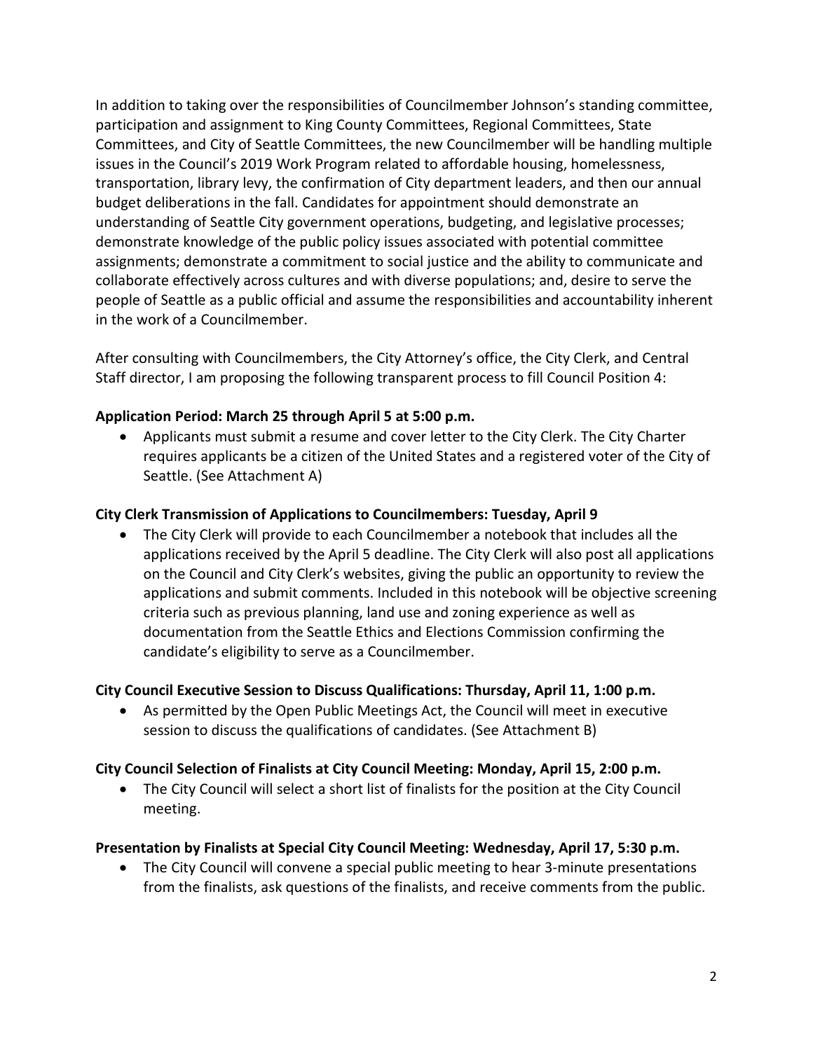In addition to taking over the responsibilities of Councilmember Johnson's standing committee, participation and assignment to King County Committees, Regional Committees, State Committees, and City of Seattle Committees, the new Councilmember will be handling multiple issues in the Council's 2019 Work Program related to affordable housing, homelessness, transportation, library levy, the confirmation of City department leaders, and then our annual budget deliberations in the fall. Candidates for appointment should demonstrate an understanding of Seattle City government operations, budgeting, and legislative processes; demonstrate knowledge of the public policy issues associated with potential committee assignments; demonstrate a commitment to social justice and the ability to communicate and collaborate effectively across cultures and with diverse populations; and, desire to serve the people of Seattle as a public official and assume the responsibilities and accountability inherent in the work of a Councilmember.

After consulting with Councilmembers, the City Attorney's office, the City Clerk, and Central Staff director, I am proposing the following transparent process to fill Council Position 4:

**Application Period: March 25 through April 5 at 5:00 p.m.**

- Applicants must submit a resume and cover letter to the City Clerk. The City Charter requires applicants be a citizen of the United States and a registered voter of the City of Seattle. (See Attachment A)

**City Clerk Transmission of Applications to Councilmembers: Tuesday, April 9**

- The City Clerk will provide to each Councilmember a notebook that includes all the applications received by the April 5 deadline. The City Clerk will also post all applications on the Council and City Clerk's websites, giving the public an opportunity to review the applications and submit comments. Included in this notebook will be objective screening criteria such as previous planning, land use and zoning experience as well as documentation from the Seattle Ethics and Elections Commission confirming the candidate's eligibility to serve as a Councilmember.

**City Council Executive Session to Discuss Qualifications: Thursday, April 11, 1:00 p.m.**

- As permitted by the Open Public Meetings Act, the Council will meet in executive session to discuss the qualifications of candidates. (See Attachment B)

**City Council Selection of Finalists at City Council Meeting: Monday, April 15, 2:00 p.m.**

- The City Council will select a short list of finalists for the position at the City Council meeting.

**Presentation by Finalists at Special City Council Meeting: Wednesday, April 17, 5:30 p.m.**

- The City Council will convene a special public meeting to hear 3-minute presentations from the finalists, ask questions of the finalists, and receive comments from the public.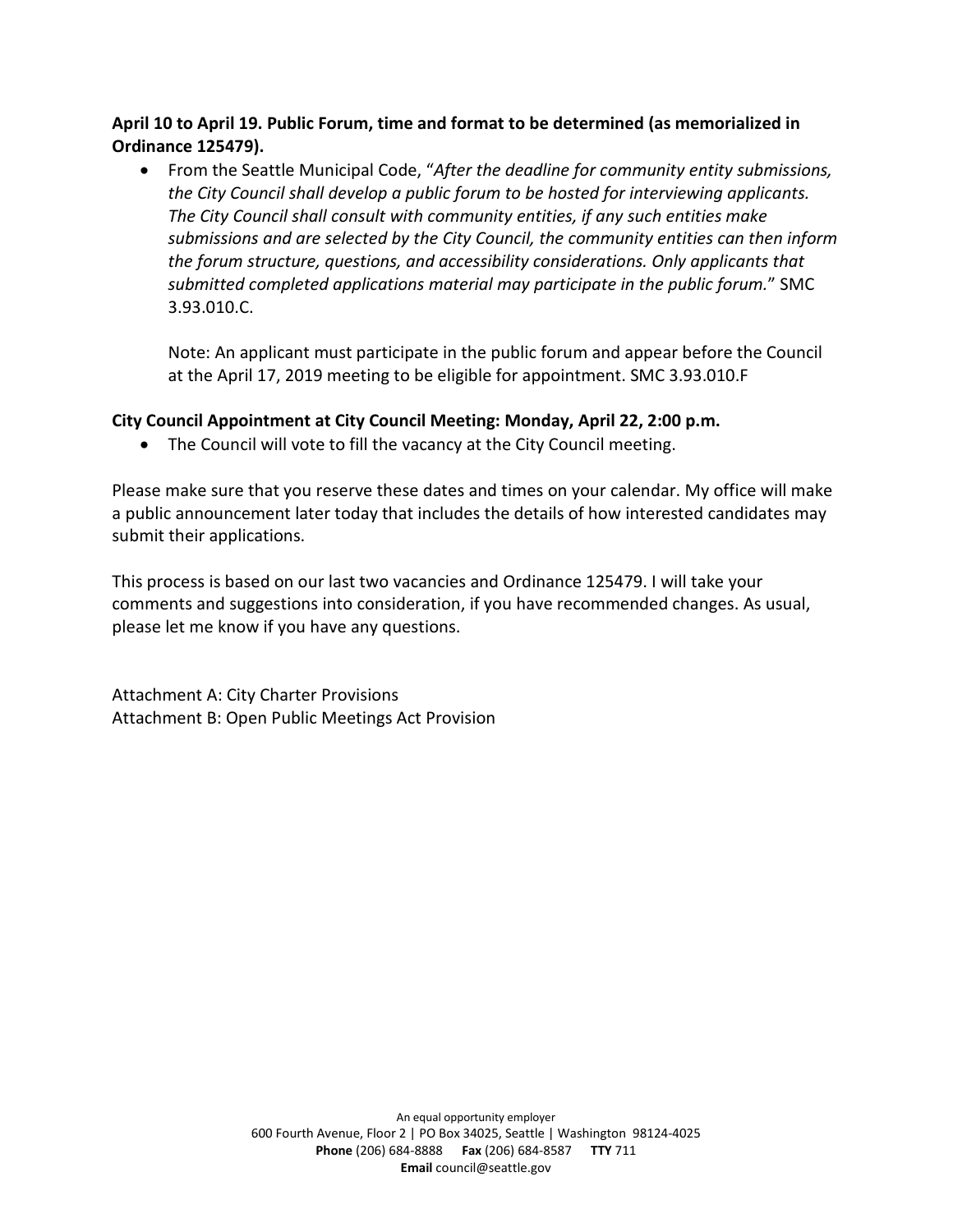**April 10 to April 19. Public Forum, time and format to be determined (as memorialized in Ordinance 125479).**

- From the Seattle Municipal Code, "*After the deadline for community entity submissions, the City Council shall develop a public forum to be hosted for interviewing applicants. The City Council shall consult with community entities, if any such entities make submissions and are selected by the City Council, the community entities can then inform the forum structure, questions, and accessibility considerations. Only applicants that submitted completed applications material may participate in the public forum.*" SMC 3.93.010.C.

  Note: An applicant must participate in the public forum and appear before the Council at the April 17, 2019 meeting to be eligible for appointment. SMC 3.93.010.F

**City Council Appointment at City Council Meeting: Monday, April 22, 2:00 p.m.**

- The Council will vote to fill the vacancy at the City Council meeting.

Please make sure that you reserve these dates and times on your calendar. My office will make a public announcement later today that includes the details of how interested candidates may submit their applications.

This process is based on our last two vacancies and Ordinance 125479. I will take your comments and suggestions into consideration, if you have recommended changes. As usual, please let me know if you have any questions.

Attachment A: City Charter Provisions
Attachment B: Open Public Meetings Act Provision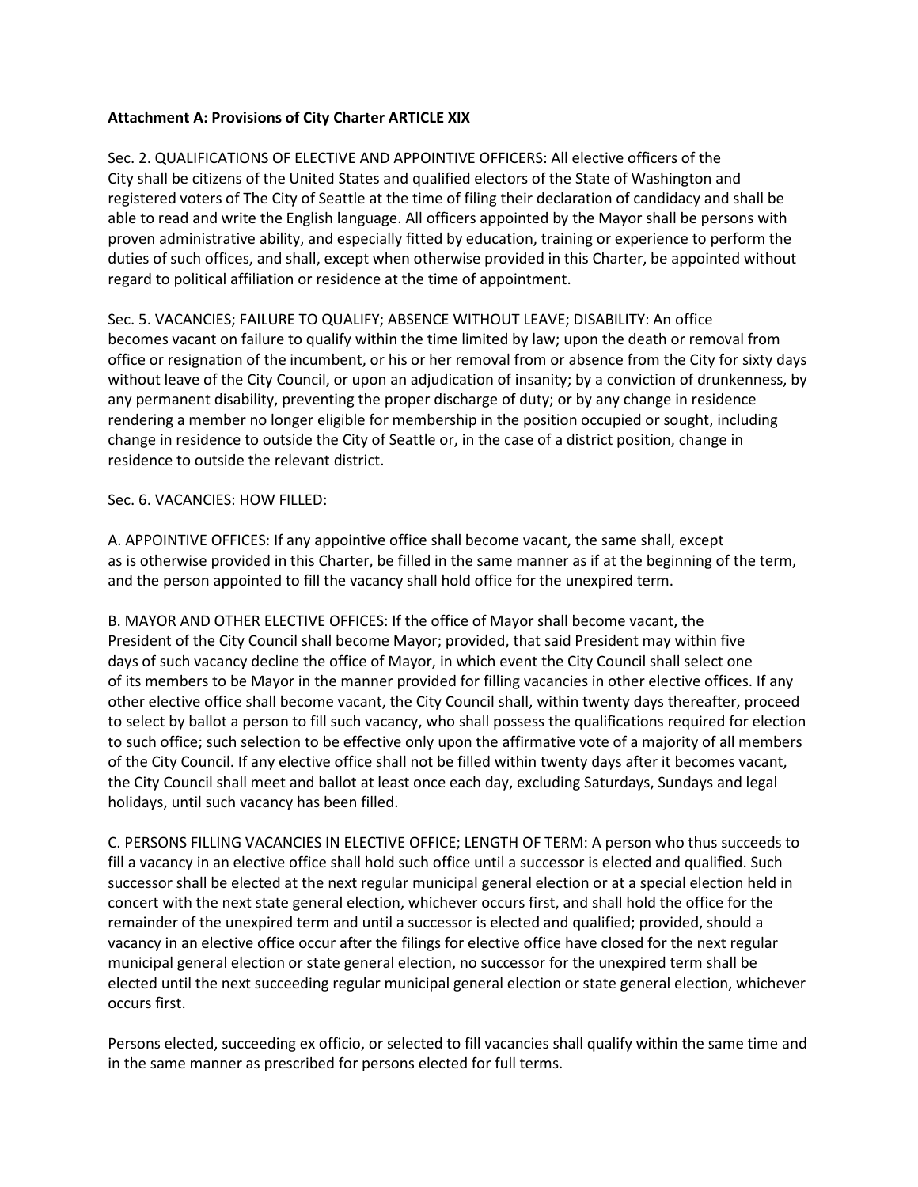**Attachment A: Provisions of City Charter ARTICLE XIX**

Sec. 2. QUALIFICATIONS OF ELECTIVE AND APPOINTIVE OFFICERS: All elective officers of the City shall be citizens of the United States and qualified electors of the State of Washington and registered voters of The City of Seattle at the time of filing their declaration of candidacy and shall be able to read and write the English language. All officers appointed by the Mayor shall be persons with proven administrative ability, and especially fitted by education, training or experience to perform the duties of such offices, and shall, except when otherwise provided in this Charter, be appointed without regard to political affiliation or residence at the time of appointment.

Sec. 5. VACANCIES; FAILURE TO QUALIFY; ABSENCE WITHOUT LEAVE; DISABILITY: An office becomes vacant on failure to qualify within the time limited by law; upon the death or removal from office or resignation of the incumbent, or his or her removal from or absence from the City for sixty days without leave of the City Council, or upon an adjudication of insanity; by a conviction of drunkenness, by any permanent disability, preventing the proper discharge of duty; or by any change in residence rendering a member no longer eligible for membership in the position occupied or sought, including change in residence to outside the City of Seattle or, in the case of a district position, change in residence to outside the relevant district.

Sec. 6. VACANCIES: HOW FILLED:

A. APPOINTIVE OFFICES: If any appointive office shall become vacant, the same shall, except as is otherwise provided in this Charter, be filled in the same manner as if at the beginning of the term, and the person appointed to fill the vacancy shall hold office for the unexpired term.

B. MAYOR AND OTHER ELECTIVE OFFICES: If the office of Mayor shall become vacant, the President of the City Council shall become Mayor; provided, that said President may within five days of such vacancy decline the office of Mayor, in which event the City Council shall select one of its members to be Mayor in the manner provided for filling vacancies in other elective offices. If any other elective office shall become vacant, the City Council shall, within twenty days thereafter, proceed to select by ballot a person to fill such vacancy, who shall possess the qualifications required for election to such office; such selection to be effective only upon the affirmative vote of a majority of all members of the City Council. If any elective office shall not be filled within twenty days after it becomes vacant, the City Council shall meet and ballot at least once each day, excluding Saturdays, Sundays and legal holidays, until such vacancy has been filled.

C. PERSONS FILLING VACANCIES IN ELECTIVE OFFICE; LENGTH OF TERM: A person who thus succeeds to fill a vacancy in an elective office shall hold such office until a successor is elected and qualified. Such successor shall be elected at the next regular municipal general election or at a special election held in concert with the next state general election, whichever occurs first, and shall hold the office for the remainder of the unexpired term and until a successor is elected and qualified; provided, should a vacancy in an elective office occur after the filings for elective office have closed for the next regular municipal general election or state general election, no successor for the unexpired term shall be elected until the next succeeding regular municipal general election or state general election, whichever occurs first.

Persons elected, succeeding ex officio, or selected to fill vacancies shall qualify within the same time and in the same manner as prescribed for persons elected for full terms.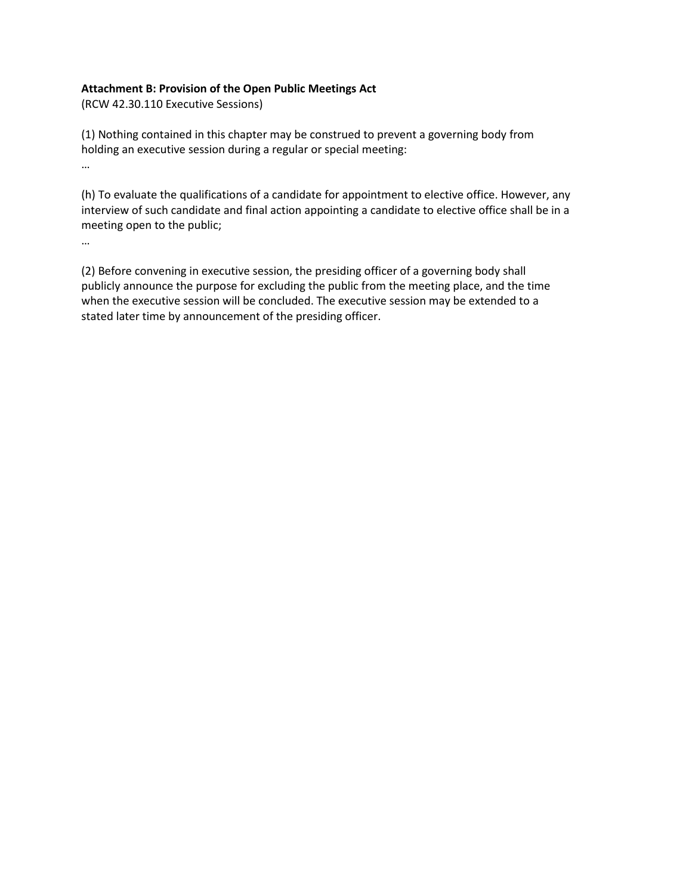**Attachment B: Provision of the Open Public Meetings Act**
(RCW 42.30.110 Executive Sessions)

(1) Nothing contained in this chapter may be construed to prevent a governing body from holding an executive session during a regular or special meeting:
…

(h) To evaluate the qualifications of a candidate for appointment to elective office. However, any interview of such candidate and final action appointing a candidate to elective office shall be in a meeting open to the public;
…

(2) Before convening in executive session, the presiding officer of a governing body shall publicly announce the purpose for excluding the public from the meeting place, and the time when the executive session will be concluded. The executive session may be extended to a stated later time by announcement of the presiding officer.